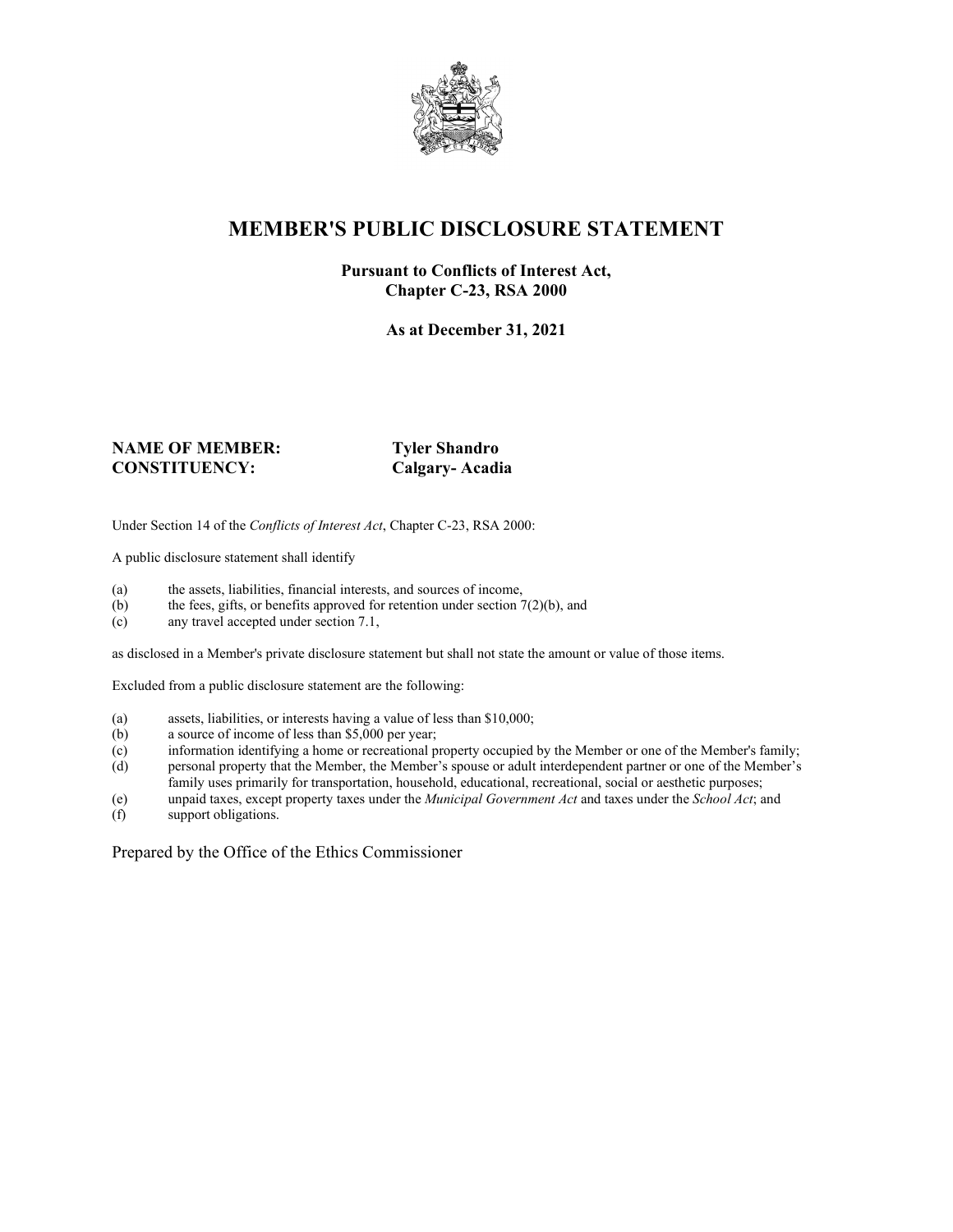# MEMBER'S PUBLIC DISCLOSURE STATEMENT

**Pursuant to Conflicts of Interest Act,**
**Chapter C-23, RSA 2000**

**As at December 31, 2021**

**NAME OF MEMBER:** **Tyler Shandro**
**CONSTITUENCY:** **Calgary- Acadia**

Under Section 14 of the *Conflicts of Interest Act*, Chapter C-23, RSA 2000:

A public disclosure statement shall identify

(a) the assets, liabilities, financial interests, and sources of income,
(b) the fees, gifts, or benefits approved for retention under section 7(2)(b), and
(c) any travel accepted under section 7.1,

as disclosed in a Member's private disclosure statement but shall not state the amount or value of those items.

Excluded from a public disclosure statement are the following:

(a) assets, liabilities, or interests having a value of less than $10,000;
(b) a source of income of less than $5,000 per year;
(c) information identifying a home or recreational property occupied by the Member or one of the Member's family;
(d) personal property that the Member, the Member's spouse or adult interdependent partner or one of the Member's family uses primarily for transportation, household, educational, recreational, social or aesthetic purposes;
(e) unpaid taxes, except property taxes under the *Municipal Government Act* and taxes under the *School Act*; and
(f) support obligations.

Prepared by the Office of the Ethics Commissioner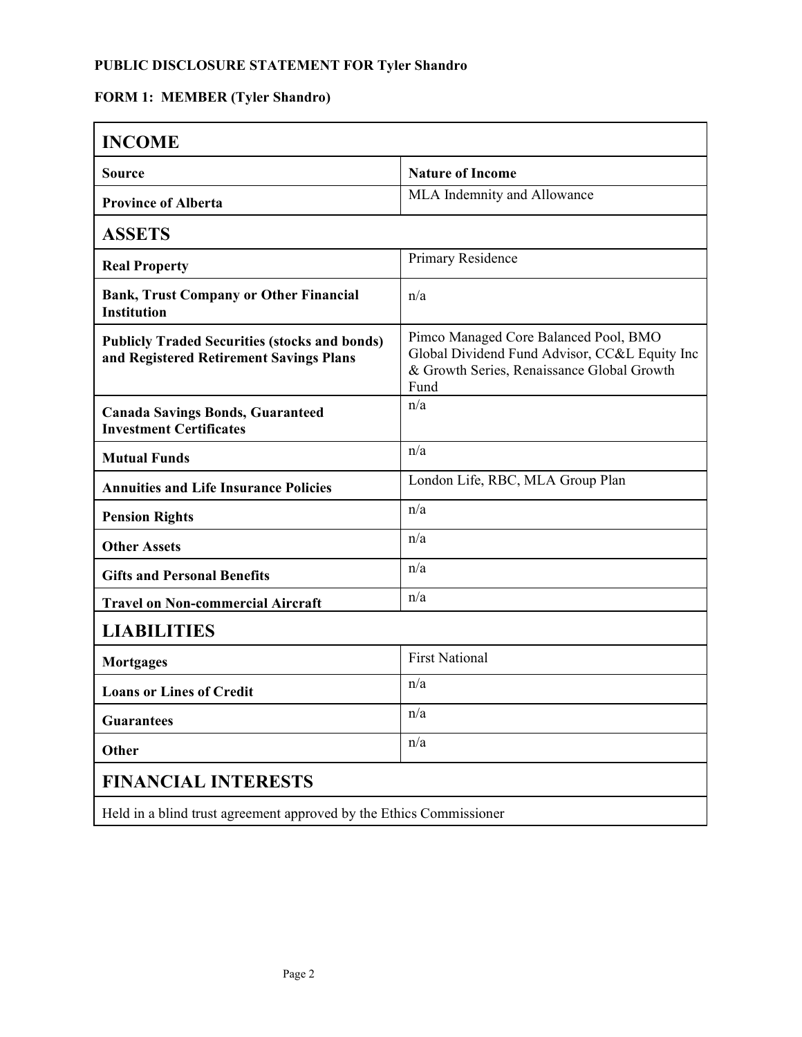**PUBLIC DISCLOSURE STATEMENT FOR Tyler Shandro**

**FORM 1: MEMBER (Tyler Shandro)**

| **INCOME** | |
|---|---|
| **Source** | **Nature of Income** |
| **Province of Alberta** | MLA Indemnity and Allowance |
| **ASSETS** | |
| **Real Property** | Primary Residence |
| **Bank, Trust Company or Other Financial Institution** | n/a |
| **Publicly Traded Securities (stocks and bonds) and Registered Retirement Savings Plans** | Pimco Managed Core Balanced Pool, BMO Global Dividend Fund Advisor, CC&L Equity Inc & Growth Series, Renaissance Global Growth Fund |
| **Canada Savings Bonds, Guaranteed Investment Certificates** | n/a |
| **Mutual Funds** | n/a |
| **Annuities and Life Insurance Policies** | London Life, RBC, MLA Group Plan |
| **Pension Rights** | n/a |
| **Other Assets** | n/a |
| **Gifts and Personal Benefits** | n/a |
| **Travel on Non-commercial Aircraft** | n/a |
| **LIABILITIES** | |
| **Mortgages** | First National |
| **Loans or Lines of Credit** | n/a |
| **Guarantees** | n/a |
| **Other** | n/a |
| **FINANCIAL INTERESTS** | |
| Held in a blind trust agreement approved by the Ethics Commissioner | |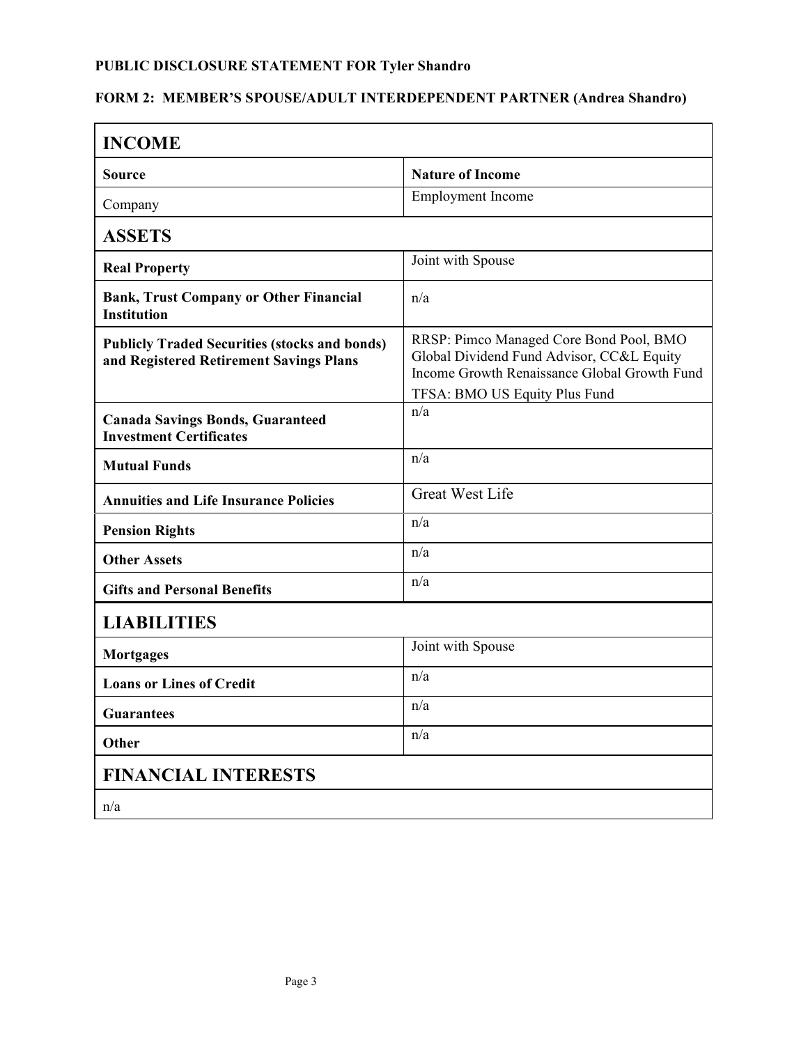**PUBLIC DISCLOSURE STATEMENT FOR Tyler Shandro**

**FORM 2: MEMBER'S SPOUSE/ADULT INTERDEPENDENT PARTNER (Andrea Shandro)**

## INCOME

| Source | Nature of Income |
|---|---|
| Company | Employment Income |

## ASSETS

| | |
|---|---|
| **Real Property** | Joint with Spouse |
| **Bank, Trust Company or Other Financial Institution** | n/a |
| **Publicly Traded Securities (stocks and bonds) and Registered Retirement Savings Plans** | RRSP: Pimco Managed Core Bond Pool, BMO Global Dividend Fund Advisor, CC&L Equity Income Growth Renaissance Global Growth Fund<br>TFSA: BMO US Equity Plus Fund |
| **Canada Savings Bonds, Guaranteed Investment Certificates** | n/a |
| **Mutual Funds** | n/a |
| **Annuities and Life Insurance Policies** | Great West Life |
| **Pension Rights** | n/a |
| **Other Assets** | n/a |
| **Gifts and Personal Benefits** | n/a |

## LIABILITIES

| | |
|---|---|
| **Mortgages** | Joint with Spouse |
| **Loans or Lines of Credit** | n/a |
| **Guarantees** | n/a |
| **Other** | n/a |

## FINANCIAL INTERESTS

n/a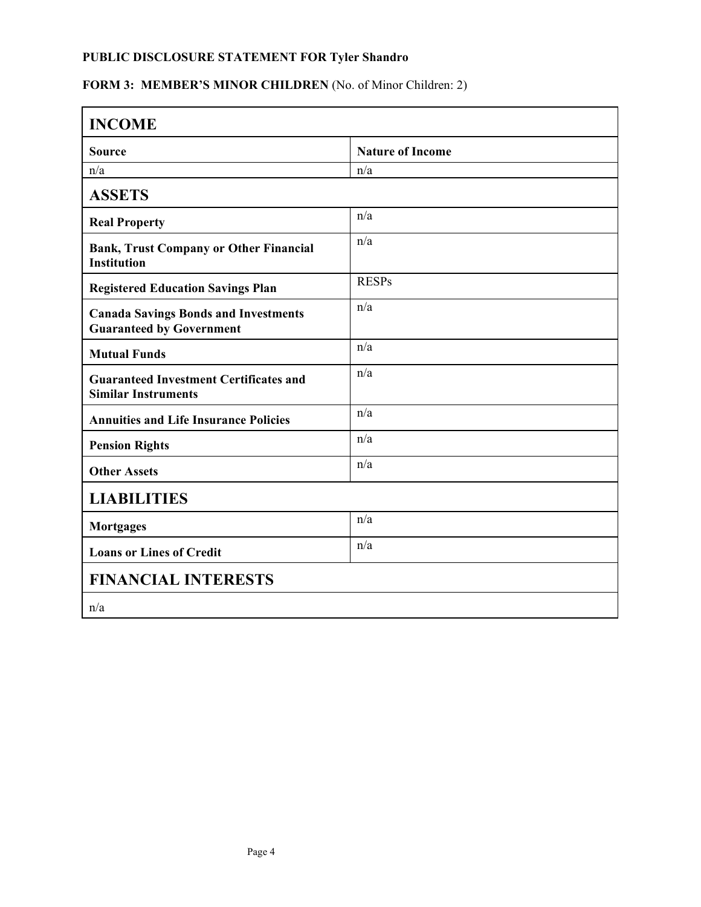**PUBLIC DISCLOSURE STATEMENT FOR Tyler Shandro**

**FORM 3: MEMBER'S MINOR CHILDREN** (No. of Minor Children: 2)

## INCOME

| Source | Nature of Income |
| --- | --- |
| n/a | n/a |

## ASSETS

| | |
| --- | --- |
| **Real Property** | n/a |
| **Bank, Trust Company or Other Financial Institution** | n/a |
| **Registered Education Savings Plan** | RESPs |
| **Canada Savings Bonds and Investments Guaranteed by Government** | n/a |
| **Mutual Funds** | n/a |
| **Guaranteed Investment Certificates and Similar Instruments** | n/a |
| **Annuities and Life Insurance Policies** | n/a |
| **Pension Rights** | n/a |
| **Other Assets** | n/a |

## LIABILITIES

| | |
| --- | --- |
| **Mortgages** | n/a |
| **Loans or Lines of Credit** | n/a |

## FINANCIAL INTERESTS

n/a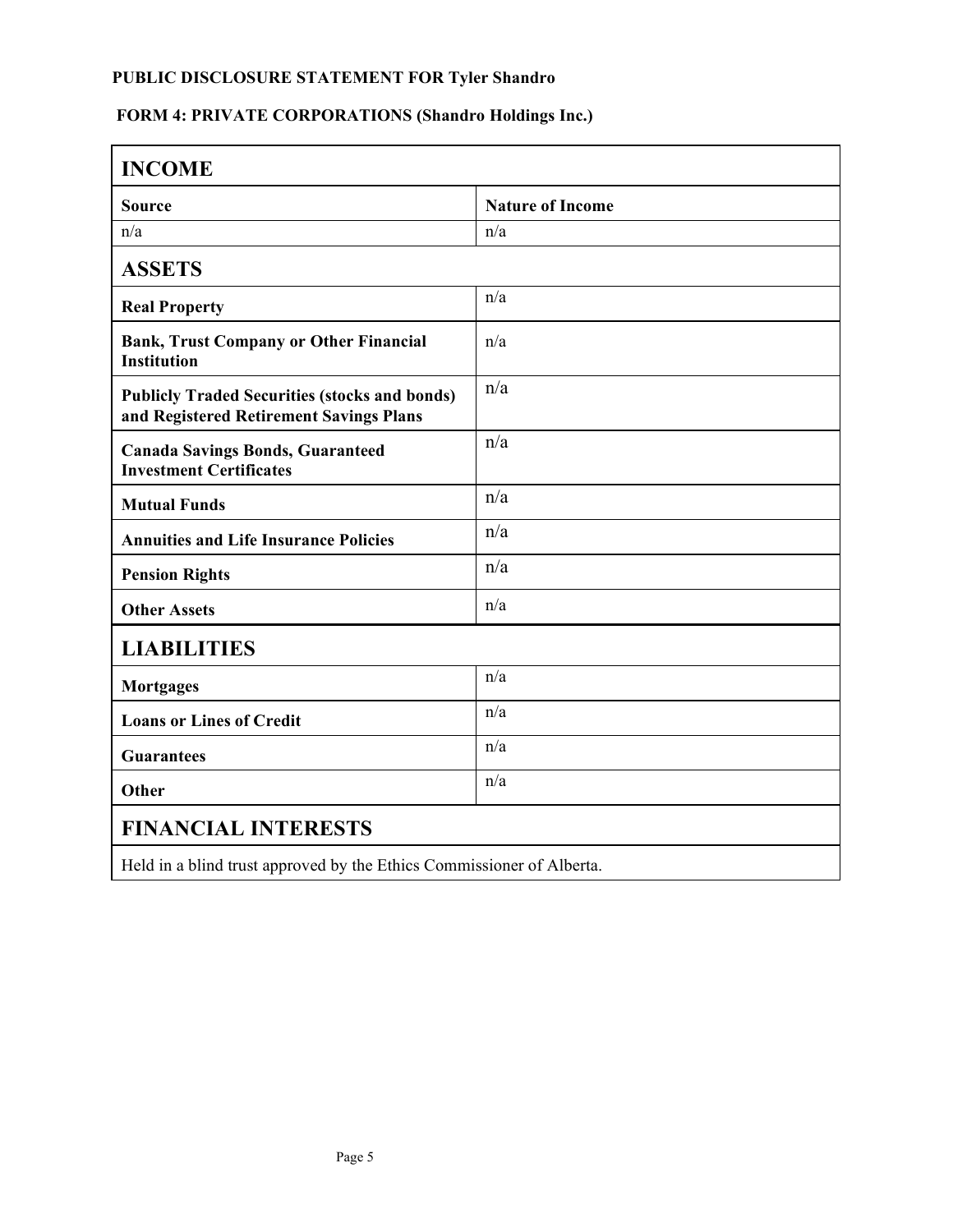**PUBLIC DISCLOSURE STATEMENT FOR Tyler Shandro**

**FORM 4: PRIVATE CORPORATIONS (Shandro Holdings Inc.)**

## INCOME

| Source | Nature of Income |
|---|---|
| n/a | n/a |

## ASSETS

| | |
|---|---|
| **Real Property** | n/a |
| **Bank, Trust Company or Other Financial Institution** | n/a |
| **Publicly Traded Securities (stocks and bonds) and Registered Retirement Savings Plans** | n/a |
| **Canada Savings Bonds, Guaranteed Investment Certificates** | n/a |
| **Mutual Funds** | n/a |
| **Annuities and Life Insurance Policies** | n/a |
| **Pension Rights** | n/a |
| **Other Assets** | n/a |

## LIABILITIES

| | |
|---|---|
| **Mortgages** | n/a |
| **Loans or Lines of Credit** | n/a |
| **Guarantees** | n/a |
| **Other** | n/a |

## FINANCIAL INTERESTS

Held in a blind trust approved by the Ethics Commissioner of Alberta.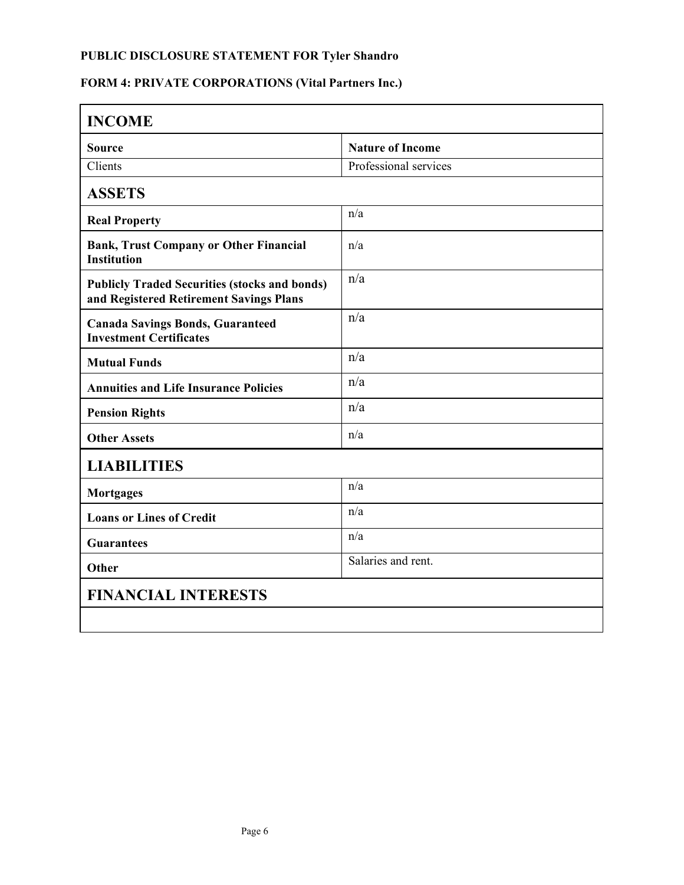**PUBLIC DISCLOSURE STATEMENT FOR Tyler Shandro**

**FORM 4: PRIVATE CORPORATIONS (Vital Partners Inc.)**

## INCOME

| Source | Nature of Income |
| --- | --- |
| Clients | Professional services |

## ASSETS

| | |
| --- | --- |
| **Real Property** | n/a |
| **Bank, Trust Company or Other Financial Institution** | n/a |
| **Publicly Traded Securities (stocks and bonds) and Registered Retirement Savings Plans** | n/a |
| **Canada Savings Bonds, Guaranteed Investment Certificates** | n/a |
| **Mutual Funds** | n/a |
| **Annuities and Life Insurance Policies** | n/a |
| **Pension Rights** | n/a |
| **Other Assets** | n/a |

## LIABILITIES

| | |
| --- | --- |
| **Mortgages** | n/a |
| **Loans or Lines of Credit** | n/a |
| **Guarantees** | n/a |
| **Other** | Salaries and rent. |

## FINANCIAL INTERESTS